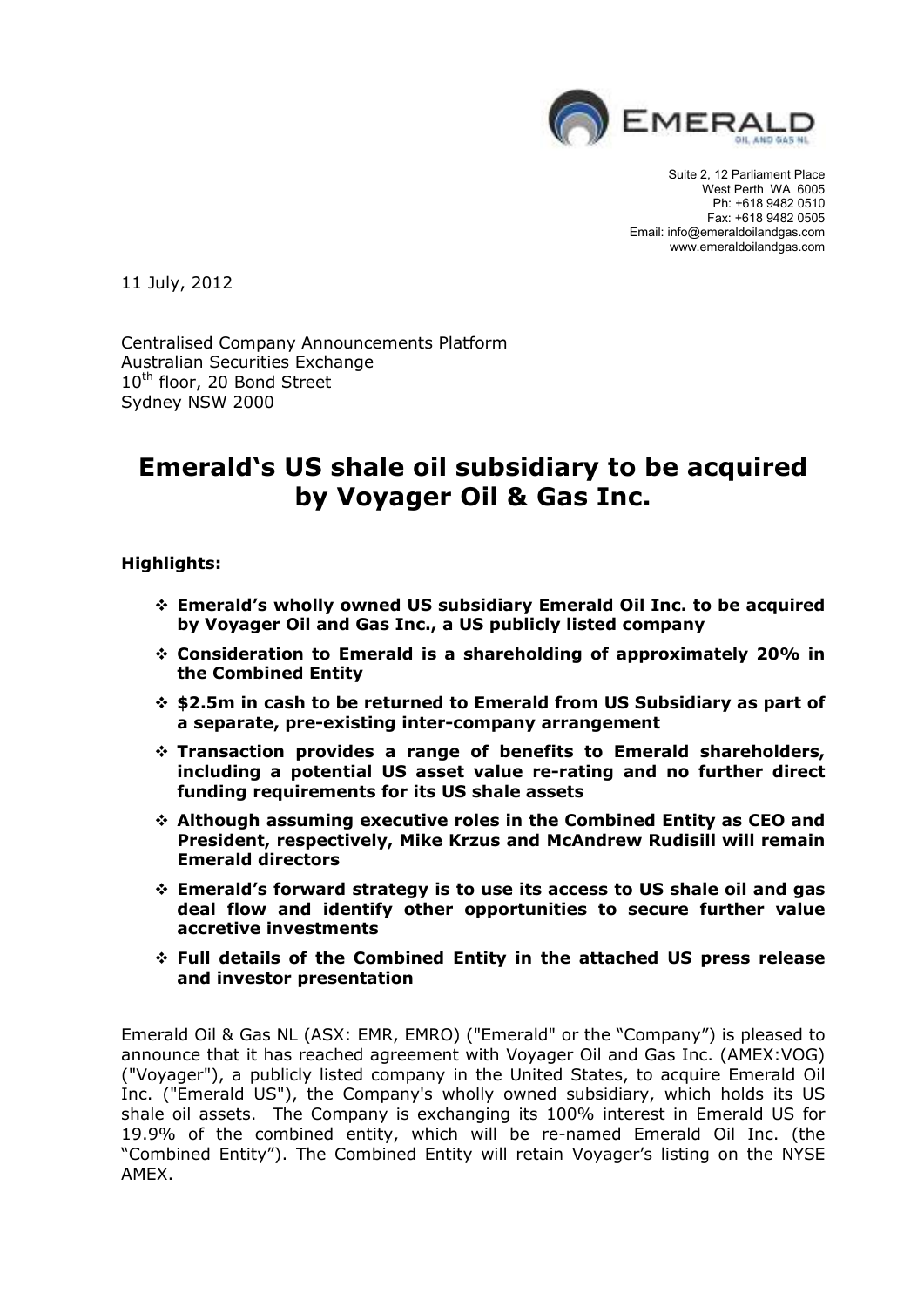EMERALD OIL AND GAS NL

Suite 2, 12 Parliament Place
West Perth WA 6005
Ph: +618 9482 0510
Fax: +618 9482 0505
Email: info@emeraldoilandgas.com
www.emeraldoilandgas.com

11 July, 2012

Centralised Company Announcements Platform
Australian Securities Exchange
10th floor, 20 Bond Street
Sydney NSW 2000

# Emerald's US shale oil subsidiary to be acquired by Voyager Oil & Gas Inc.

**Highlights:**

- **Emerald's wholly owned US subsidiary Emerald Oil Inc. to be acquired by Voyager Oil and Gas Inc., a US publicly listed company**
- **Consideration to Emerald is a shareholding of approximately 20% in the Combined Entity**
- **$2.5m in cash to be returned to Emerald from US Subsidiary as part of a separate, pre-existing inter-company arrangement**
- **Transaction provides a range of benefits to Emerald shareholders, including a potential US asset value re-rating and no further direct funding requirements for its US shale assets**
- **Although assuming executive roles in the Combined Entity as CEO and President, respectively, Mike Krzus and McAndrew Rudisill will remain Emerald directors**
- **Emerald's forward strategy is to use its access to US shale oil and gas deal flow and identify other opportunities to secure further value accretive investments**
- **Full details of the Combined Entity in the attached US press release and investor presentation**

Emerald Oil & Gas NL (ASX: EMR, EMRO) ("Emerald" or the "Company") is pleased to announce that it has reached agreement with Voyager Oil and Gas Inc. (AMEX:VOG) ("Voyager"), a publicly listed company in the United States, to acquire Emerald Oil Inc. ("Emerald US"), the Company's wholly owned subsidiary, which holds its US shale oil assets. The Company is exchanging its 100% interest in Emerald US for 19.9% of the combined entity, which will be re-named Emerald Oil Inc. (the "Combined Entity"). The Combined Entity will retain Voyager's listing on the NYSE AMEX.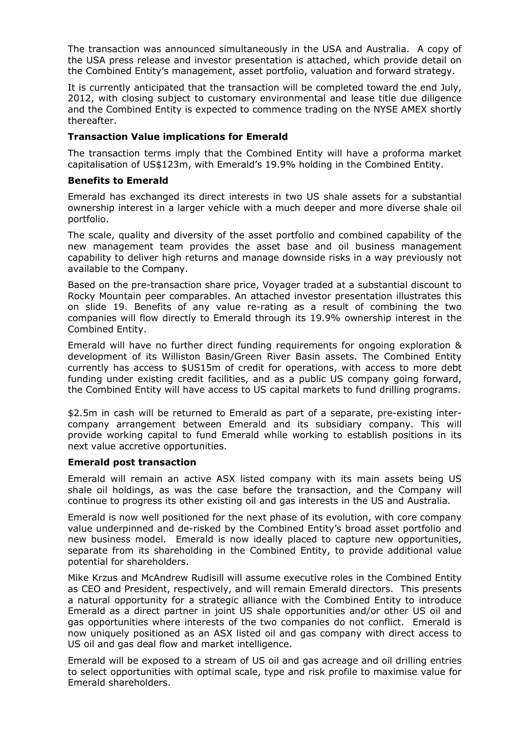The transaction was announced simultaneously in the USA and Australia. A copy of the USA press release and investor presentation is attached, which provide detail on the Combined Entity's management, asset portfolio, valuation and forward strategy.

It is currently anticipated that the transaction will be completed toward the end July, 2012, with closing subject to customary environmental and lease title due diligence and the Combined Entity is expected to commence trading on the NYSE AMEX shortly thereafter.

### Transaction Value implications for Emerald

The transaction terms imply that the Combined Entity will have a proforma market capitalisation of US$123m, with Emerald's 19.9% holding in the Combined Entity.

### Benefits to Emerald

Emerald has exchanged its direct interests in two US shale assets for a substantial ownership interest in a larger vehicle with a much deeper and more diverse shale oil portfolio.

The scale, quality and diversity of the asset portfolio and combined capability of the new management team provides the asset base and oil business management capability to deliver high returns and manage downside risks in a way previously not available to the Company.

Based on the pre-transaction share price, Voyager traded at a substantial discount to Rocky Mountain peer comparables. An attached investor presentation illustrates this on slide 19. Benefits of any value re-rating as a result of combining the two companies will flow directly to Emerald through its 19.9% ownership interest in the Combined Entity.

Emerald will have no further direct funding requirements for ongoing exploration & development of its Williston Basin/Green River Basin assets. The Combined Entity currently has access to $US15m of credit for operations, with access to more debt funding under existing credit facilities, and as a public US company going forward, the Combined Entity will have access to US capital markets to fund drilling programs.

$2.5m in cash will be returned to Emerald as part of a separate, pre-existing inter-company arrangement between Emerald and its subsidiary company. This will provide working capital to fund Emerald while working to establish positions in its next value accretive opportunities.

### Emerald post transaction

Emerald will remain an active ASX listed company with its main assets being US shale oil holdings, as was the case before the transaction, and the Company will continue to progress its other existing oil and gas interests in the US and Australia.

Emerald is now well positioned for the next phase of its evolution, with core company value underpinned and de-risked by the Combined Entity's broad asset portfolio and new business model. Emerald is now ideally placed to capture new opportunities, separate from its shareholding in the Combined Entity, to provide additional value potential for shareholders.

Mike Krzus and McAndrew Rudisill will assume executive roles in the Combined Entity as CEO and President, respectively, and will remain Emerald directors. This presents a natural opportunity for a strategic alliance with the Combined Entity to introduce Emerald as a direct partner in joint US shale opportunities and/or other US oil and gas opportunities where interests of the two companies do not conflict. Emerald is now uniquely positioned as an ASX listed oil and gas company with direct access to US oil and gas deal flow and market intelligence.

Emerald will be exposed to a stream of US oil and gas acreage and oil drilling entries to select opportunities with optimal scale, type and risk profile to maximise value for Emerald shareholders.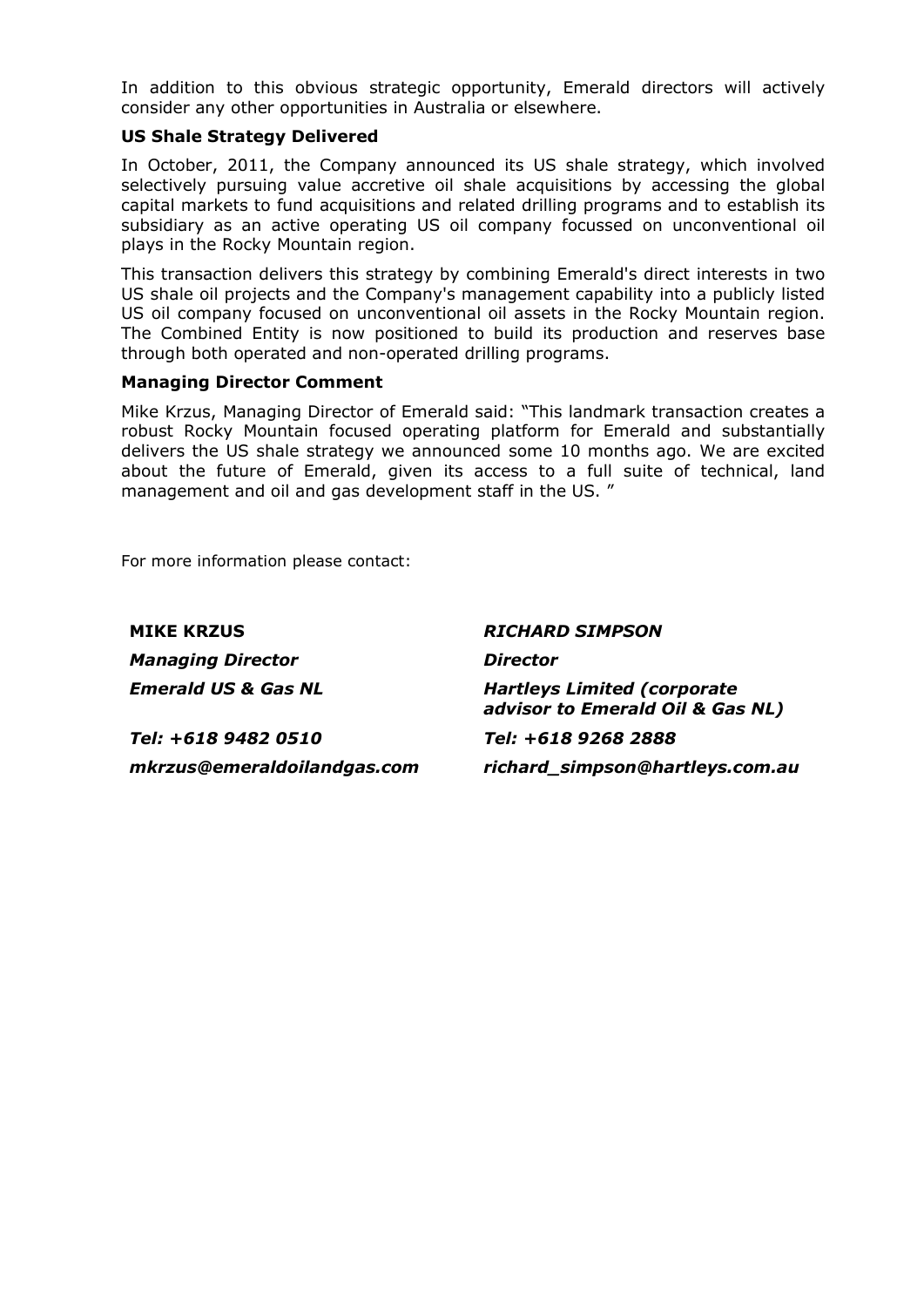In addition to this obvious strategic opportunity, Emerald directors will actively consider any other opportunities in Australia or elsewhere.

**US Shale Strategy Delivered**

In October, 2011, the Company announced its US shale strategy, which involved selectively pursuing value accretive oil shale acquisitions by accessing the global capital markets to fund acquisitions and related drilling programs and to establish its subsidiary as an active operating US oil company focussed on unconventional oil plays in the Rocky Mountain region.

This transaction delivers this strategy by combining Emerald's direct interests in two US shale oil projects and the Company's management capability into a publicly listed US oil company focused on unconventional oil assets in the Rocky Mountain region. The Combined Entity is now positioned to build its production and reserves base through both operated and non-operated drilling programs.

**Managing Director Comment**

Mike Krzus, Managing Director of Emerald said: "This landmark transaction creates a robust Rocky Mountain focused operating platform for Emerald and substantially delivers the US shale strategy we announced some 10 months ago. We are excited about the future of Emerald, given its access to a full suite of technical, land management and oil and gas development staff in the US. "

For more information please contact:

| | |
|---|---|
| **MIKE KRZUS** | ***RICHARD SIMPSON*** |
| ***Managing Director*** | ***Director*** |
| ***Emerald US & Gas NL*** | ***Hartleys Limited (corporate advisor to Emerald Oil & Gas NL)*** |
| ***Tel: +618 9482 0510*** | ***Tel: +618 9268 2888*** |
| ***mkrzus@emeraldoilandgas.com*** | ***richard_simpson@hartleys.com.au*** |